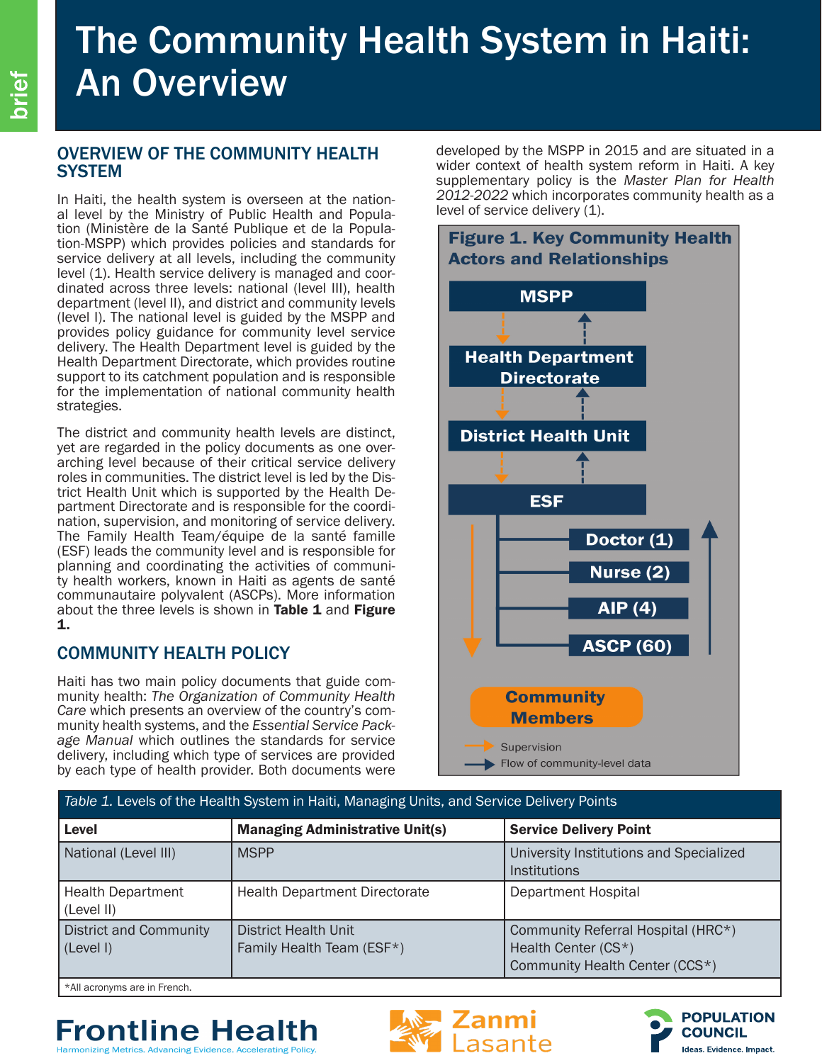# The Community Health System in Haiti: An Overview

## OVERVIEW OF THE COMMUNITY HEALTH SYSTEM

In Haiti, the health system is overseen at the national level by the Ministry of Public Health and Population (Ministère de la Santé Publique et de la Population-MSPP) which provides policies and standards for service delivery at all levels, including the community level (1). Health service delivery is managed and coordinated across three levels: national (level III), health department (level II), and district and community levels (level I). The national level is guided by the MSPP and provides policy guidance for community level service delivery. The Health Department level is guided by the Health Department Directorate, which provides routine support to its catchment population and is responsible for the implementation of national community health strategies.

The district and community health levels are distinct, yet are regarded in the policy documents as one overarching level because of their critical service delivery roles in communities. The district level is led by the District Health Unit which is supported by the Health Department Directorate and is responsible for the coordination, supervision, and monitoring of service delivery. The Family Health Team/équipe de la santé famille (ESF) leads the community level and is responsible for planning and coordinating the activities of community health workers, known in Haiti as agents de santé communautaire polyvalent (ASCPs). More information about the three levels is shown in **Table 1** and **Figure 1.**

## COMMUNITY HEALTH POLICY

Haiti has two main policy documents that guide community health: *The Organization of Community Health Care* which presents an overview of the country's community health systems, and the *Essential Service Package Manual* which outlines the standards for service delivery, including which type of services are provided by each type of health provider. Both documents were developed by the MSPP in 2015 and are situated in a wider context of health system reform in Haiti. A key supplementary policy is the *Master Plan for Health 2012-2022* which incorporates community health as a level of service delivery (1).

**Figure 1. Key Community Health Actors and Relationships**

- MSPP
- Health Department Directorate
- District Health Unit
- ESF
  - Doctor (1)
  - Nurse (2)
  - AIP (4)
  - ASCP (60)
- Community Members

Legend: Supervision (orange arrow, flowing down); Flow of community-level data (blue arrow, flowing up)

| *Table 1.* Levels of the Health System in Haiti, Managing Units, and Service Delivery Points | | |
|---|---|---|
| **Level** | **Managing Administrative Unit(s)** | **Service Delivery Point** |
| National (Level III) | MSPP | University Institutions and Specialized Institutions |
| Health Department (Level II) | Health Department Directorate | Department Hospital |
| District and Community (Level I) | District Health Unit<br>Family Health Team (ESF*) | Community Referral Hospital (HRC*)<br>Health Center (CS*)<br>Community Health Center (CCS*) |

*All acronyms are in French.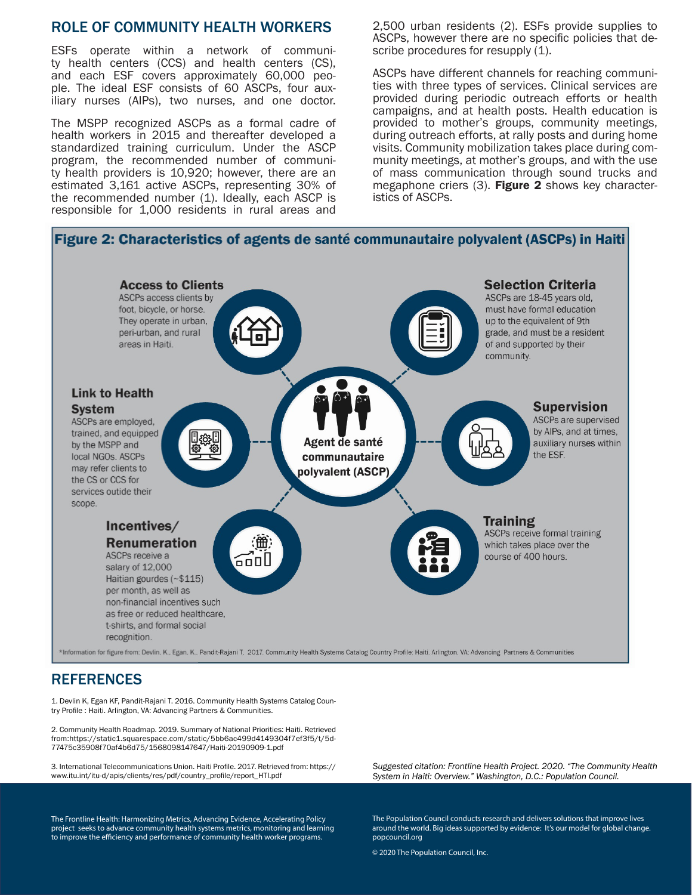## ROLE OF COMMUNITY HEALTH WORKERS

ESFs operate within a network of community health centers (CCS) and health centers (CS), and each ESF covers approximately 60,000 people. The ideal ESF consists of 60 ASCPs, four auxiliary nurses (AIPs), two nurses, and one doctor.

The MSPP recognized ASCPs as a formal cadre of health workers in 2015 and thereafter developed a standardized training curriculum. Under the ASCP program, the recommended number of community health providers is 10,920; however, there are an estimated 3,161 active ASCPs, representing 30% of the recommended number (1). Ideally, each ASCP is responsible for 1,000 residents in rural areas and 2,500 urban residents (2). ESFs provide supplies to ASCPs, however there are no specific policies that describe procedures for resupply (1).

ASCPs have different channels for reaching communities with three types of services. Clinical services are provided during periodic outreach efforts or health campaigns, and at health posts. Health education is provided to mother's groups, community meetings, during outreach efforts, at rally posts and during home visits. Community mobilization takes place during community meetings, at mother's groups, and with the use of mass communication through sound trucks and megaphone criers (3). **Figure 2** shows key characteristics of ASCPs.

**Figure 2: Characteristics of agents de santé communautaire polyvalent (ASCPs) in Haiti**

Agent de santé communautaire polyvalent (ASCP)

**Access to Clients**
ASCPs access clients by foot, bicycle, or horse. They operate in urban, peri-urban, and rural areas in Haiti.

**Selection Criteria**
ASCPs are 18-45 years old, must have formal education up to the equivalent of 9th grade, and must be a resident of and supported by their community.

**Link to Health System**
ASCPs are employed, trained, and equipped by the MSPP and local NGOs. ASCPs may refer clients to the CS or CCS for services outside their scope.

**Supervision**
ASCPs are supervised by AIPs, and at times, auxiliary nurses within the ESF.

**Incentives/ Renumeration**
ASCPs receive a salary of 12,000 Haitian gourdes (~$115) per month, as well as non-financial incentives such as free or reduced healthcare, t-shirts, and formal social recognition.

**Training**
ASCPs receive formal training which takes place over the course of 400 hours.

*Information for figure from: Devlin, K., Egan, K., Pandit-Rajani T. 2017. Community Health Systems Catalog Country Profile: Haiti. Arlington, VA: Advancing Partners & Communities

## REFERENCES

1. Devlin K, Egan KF, Pandit-Rajani T. 2016. Community Health Systems Catalog Country Profile : Haiti. Arlington, VA: Advancing Partners & Communities.

2. Community Health Roadmap. 2019. Summary of National Priorities: Haiti. Retrieved from:https://static1.squarespace.com/static/5bb6ac499d4149304f7ef3f5/t/5d77475c35908f70af4b6d75/1568098147647/Haiti-20190909-1.pdf

3. International Telecommunications Union. Haiti Profile. 2017. Retrieved from: https://www.itu.int/itu-d/apis/clients/res/pdf/country_profile/report_HTI.pdf

*Suggested citation: Frontline Health Project. 2020. "The Community Health System in Haiti: Overview." Washington, D.C.: Population Council.*

The Frontline Health: Harmonizing Metrics, Advancing Evidence, Accelerating Policy project seeks to advance community health systems metrics, monitoring and learning to improve the efficiency and performance of community health worker programs.

The Population Council conducts research and delivers solutions that improve lives around the world. Big ideas supported by evidence: It's our model for global change. popcouncil.org

© 2020 The Population Council, Inc.